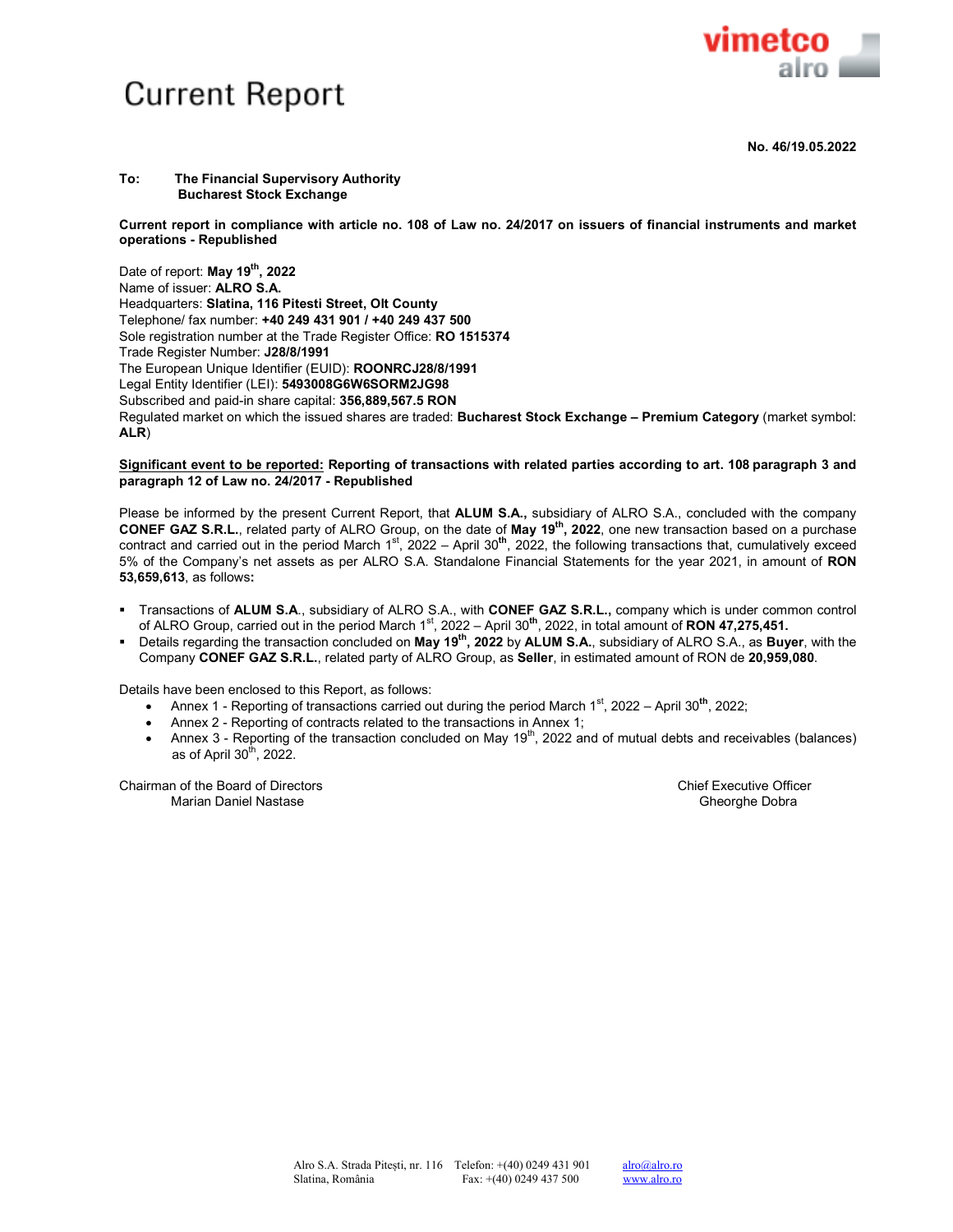# Current Report

**No. 46/19.05.2022**

**To:** **The Financial Supervisory Authority**
**Bucharest Stock Exchange**

**Current report in compliance with article no. 108 of Law no. 24/2017 on issuers of financial instruments and market operations - Republished**

Date of report: **May 19th, 2022**
Name of issuer: **ALRO S.A.**
Headquarters: **Slatina, 116 Pitesti Street, Olt County**
Telephone/ fax number: **+40 249 431 901 / +40 249 437 500**
Sole registration number at the Trade Register Office: **RO 1515374**
Trade Register Number: **J28/8/1991**
The European Unique Identifier (EUID): **ROONRCJ28/8/1991**
Legal Entity Identifier (LEI): **5493008G6W6SORM2JG98**
Subscribed and paid-in share capital: **356,889,567.5 RON**
Regulated market on which the issued shares are traded: **Bucharest Stock Exchange – Premium Category** (market symbol: **ALR**)

**Significant event to be reported: Reporting of transactions with related parties according to art. 108 paragraph 3 and paragraph 12 of Law no. 24/2017 - Republished**

Please be informed by the present Current Report, that **ALUM S.A.,** subsidiary of ALRO S.A., concluded with the company **CONEF GAZ S.R.L.**, related party of ALRO Group, on the date of **May 19th, 2022**, one new transaction based on a purchase contract and carried out in the period March 1st, 2022 – April 30th, 2022, the following transactions that, cumulatively exceed 5% of the Company's net assets as per ALRO S.A. Standalone Financial Statements for the year 2021, in amount of **RON 53,659,613**, as follows**:**

- Transactions of **ALUM S.A**., subsidiary of ALRO S.A., with **CONEF GAZ S.R.L.,** company which is under common control of ALRO Group, carried out in the period March 1st, 2022 – April 30th, 2022, in total amount of **RON 47,275,451.**
- Details regarding the transaction concluded on **May 19th, 2022** by **ALUM S.A.**, subsidiary of ALRO S.A., as **Buyer**, with the Company **CONEF GAZ S.R.L.**, related party of ALRO Group, as **Seller**, in estimated amount of RON de **20,959,080**.

Details have been enclosed to this Report, as follows:

- Annex 1 - Reporting of transactions carried out during the period March 1st, 2022 – April 30th, 2022;
- Annex 2 - Reporting of contracts related to the transactions in Annex 1;
- Annex 3 - Reporting of the transaction concluded on May 19th, 2022 and of mutual debts and receivables (balances) as of April 30th, 2022.

Chairman of the Board of Directors
Marian Daniel Nastase

Chief Executive Officer
Gheorghe Dobra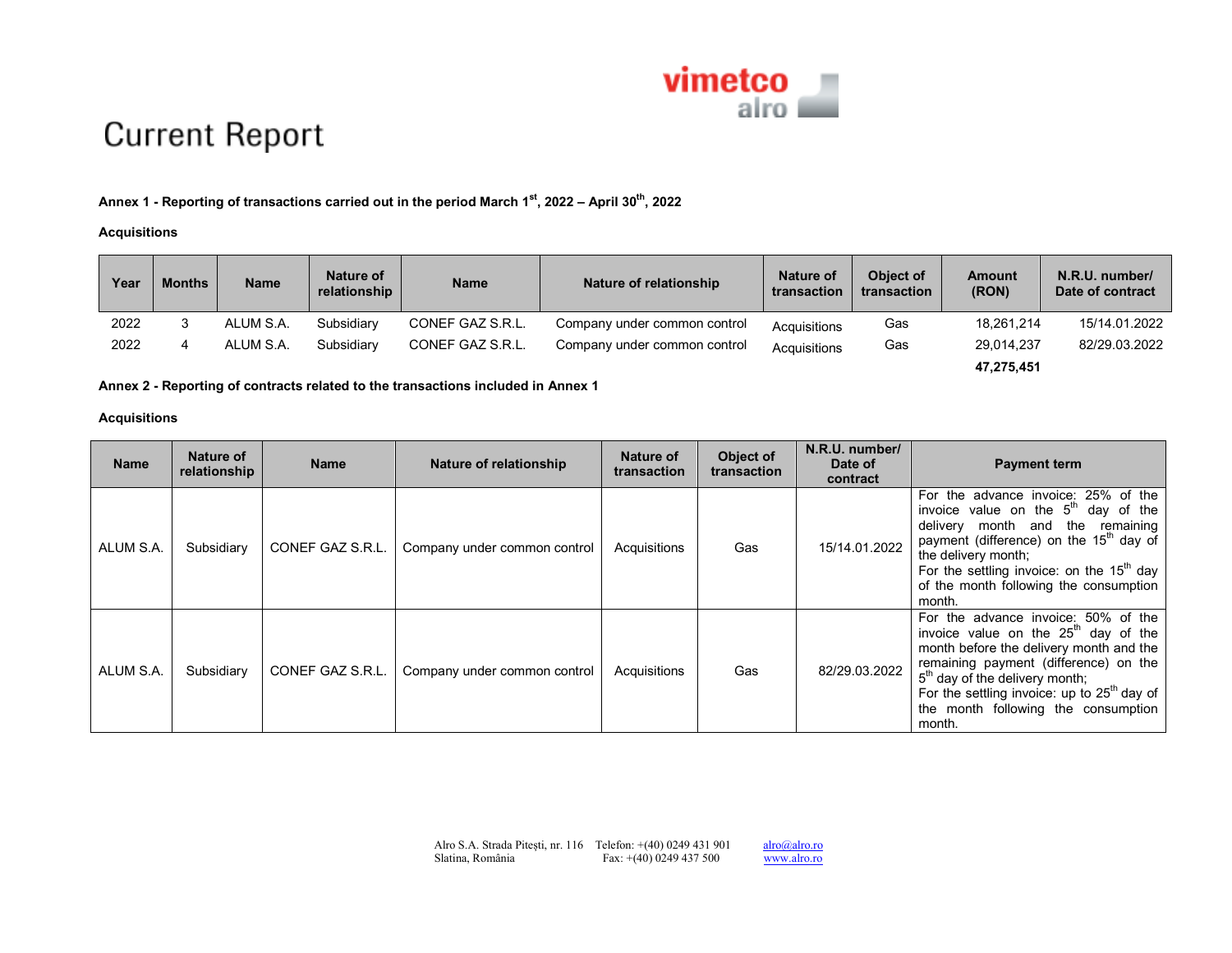# Current Report

**Annex 1 - Reporting of transactions carried out in the period March 1st, 2022 – April 30th, 2022**

**Acquisitions**

| Year | Months | Name | Nature of relationship | Name | Nature of relationship | Nature of transaction | Object of transaction | Amount (RON) | N.R.U. number/ Date of contract |
|---|---|---|---|---|---|---|---|---|---|
| 2022 | 3 | ALUM S.A. | Subsidiary | CONEF GAZ S.R.L. | Company under common control | Acquisitions | Gas | 18,261,214 | 15/14.01.2022 |
| 2022 | 4 | ALUM S.A. | Subsidiary | CONEF GAZ S.R.L. | Company under common control | Acquisitions | Gas | 29,014,237 | 82/29.03.2022 |
| | | | | | | | | **47,275,451** | |

**Annex 2 - Reporting of contracts related to the transactions included in Annex 1**

**Acquisitions**

| Name | Nature of relationship | Name | Nature of relationship | Nature of transaction | Object of transaction | N.R.U. number/ Date of contract | Payment term |
|---|---|---|---|---|---|---|---|
| ALUM S.A. | Subsidiary | CONEF GAZ S.R.L. | Company under common control | Acquisitions | Gas | 15/14.01.2022 | For the advance invoice: 25% of the invoice value on the 5th day of the delivery month and the remaining payment (difference) on the 15th day of the delivery month; For the settling invoice: on the 15th day of the month following the consumption month. |
| ALUM S.A. | Subsidiary | CONEF GAZ S.R.L. | Company under common control | Acquisitions | Gas | 82/29.03.2022 | For the advance invoice: 50% of the invoice value on the 25th day of the month before the delivery month and the remaining payment (difference) on the 5th day of the delivery month; For the settling invoice: up to 25th day of the month following the consumption month. |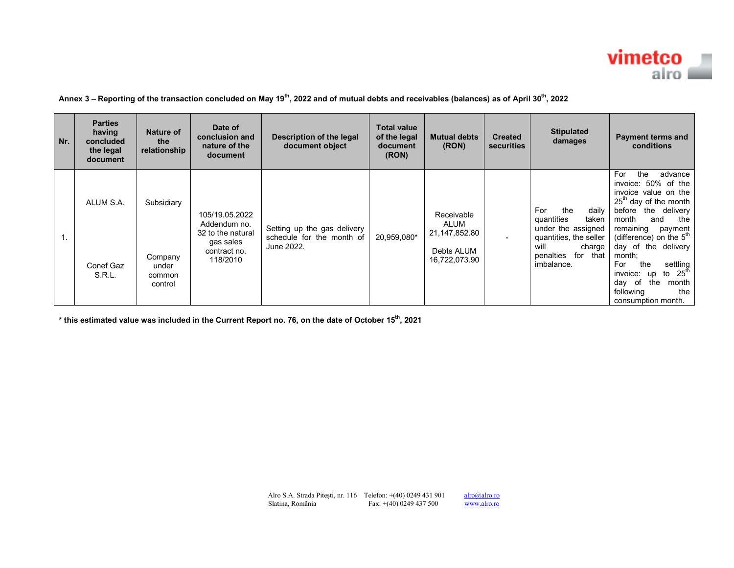**Annex 3 – Reporting of the transaction concluded on May 19th, 2022 and of mutual debts and receivables (balances) as of April 30th, 2022**

| Nr. | Parties having concluded the legal document | Nature of the relationship | Date of conclusion and nature of the document | Description of the legal document object | Total value of the legal document (RON) | Mutual debts (RON) | Created securities | Stipulated damages | Payment terms and conditions |
|---|---|---|---|---|---|---|---|---|---|
| 1. | ALUM S.A.<br><br>Conef Gaz S.R.L. | Subsidiary<br><br>Company under common control | 105/19.05.2022 Addendum no. 32 to the natural gas sales contract no. 118/2010 | Setting up the gas delivery schedule for the month of June 2022. | 20,959,080* | Receivable ALUM 21,147,852.80<br><br>Debts ALUM 16,722,073.90 | - | For the daily quantities taken under the assigned quantities, the seller will charge penalties for that imbalance. | For the advance invoice: 50% of the invoice value on the 25th day of the month before the delivery month and the remaining payment (difference) on the 5th day of the delivery month;<br>For the settling invoice: up to 25th day of the month following the consumption month. |

**\* this estimated value was included in the Current Report no. 76, on the date of October 15th, 2021**